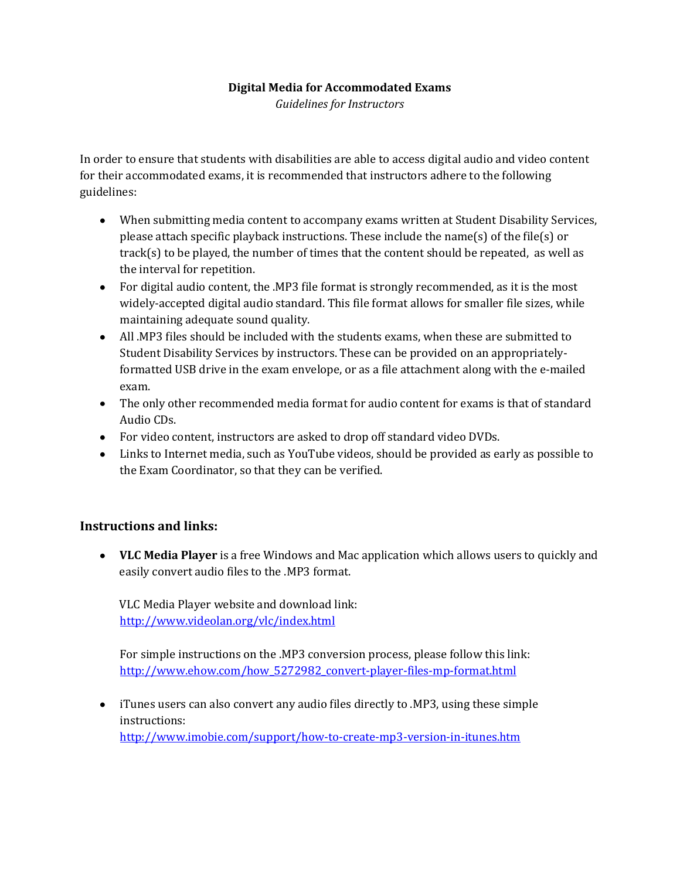# Digital Media for Accommodated Exams

*Guidelines for Instructors*

In order to ensure that students with disabilities are able to access digital audio and video content for their accommodated exams, it is recommended that instructors adhere to the following guidelines:

- When submitting media content to accompany exams written at Student Disability Services, please attach specific playback instructions. These include the name(s) of the file(s) or track(s) to be played, the number of times that the content should be repeated, as well as the interval for repetition.
- For digital audio content, the .MP3 file format is strongly recommended, as it is the most widely-accepted digital audio standard. This file format allows for smaller file sizes, while maintaining adequate sound quality.
- All .MP3 files should be included with the students exams, when these are submitted to Student Disability Services by instructors. These can be provided on an appropriately-formatted USB drive in the exam envelope, or as a file attachment along with the e-mailed exam.
- The only other recommended media format for audio content for exams is that of standard Audio CDs.
- For video content, instructors are asked to drop off standard video DVDs.
- Links to Internet media, such as YouTube videos, should be provided as early as possible to the Exam Coordinator, so that they can be verified.

## Instructions and links:

- **VLC Media Player** is a free Windows and Mac application which allows users to quickly and easily convert audio files to the .MP3 format.

  VLC Media Player website and download link:
  [http://www.videolan.org/vlc/index.html](http://www.videolan.org/vlc/index.html)

  For simple instructions on the .MP3 conversion process, please follow this link:
  [http://www.ehow.com/how_5272982_convert-player-files-mp-format.html](http://www.ehow.com/how_5272982_convert-player-files-mp-format.html)

- iTunes users can also convert any audio files directly to .MP3, using these simple instructions:
  [http://www.imobie.com/support/how-to-create-mp3-version-in-itunes.htm](http://www.imobie.com/support/how-to-create-mp3-version-in-itunes.htm)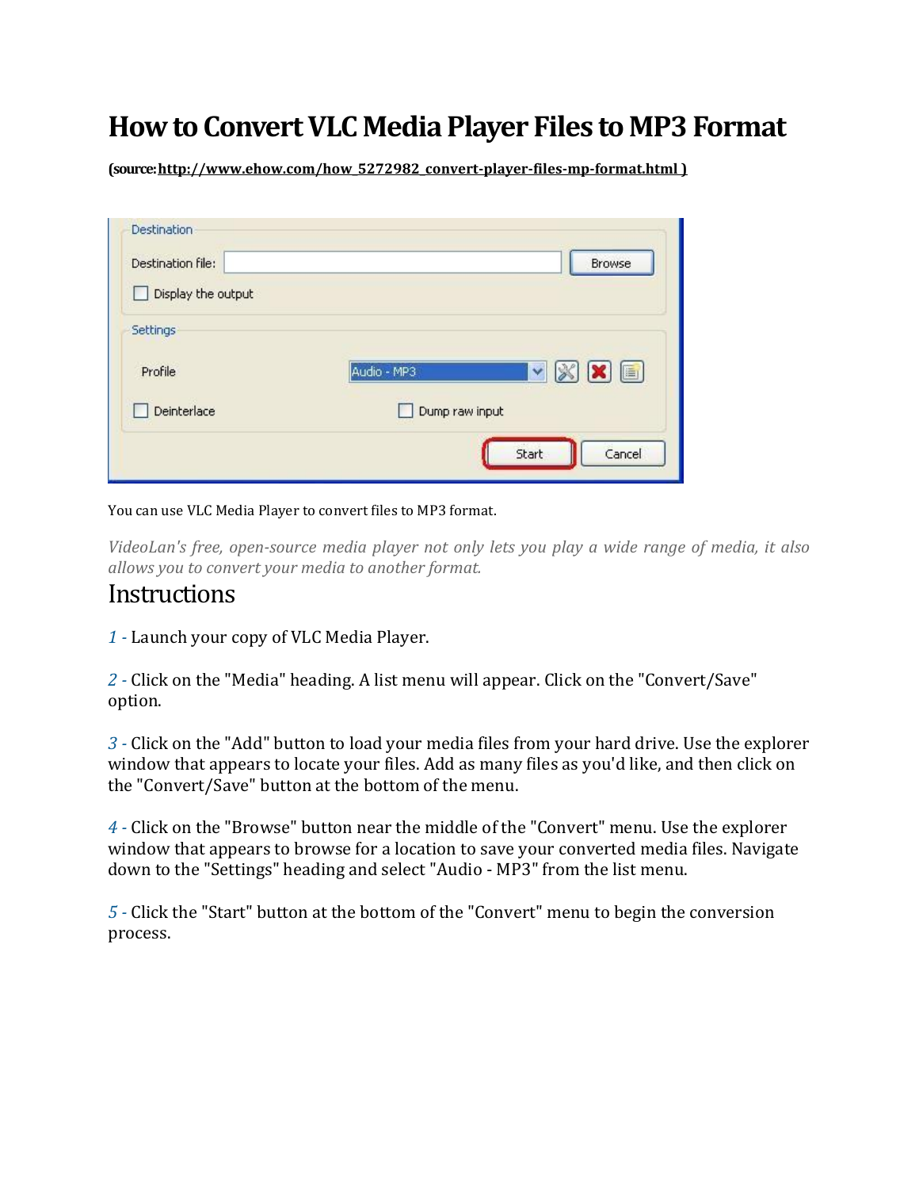# How to Convert VLC Media Player Files to MP3 Format

**(source: http://www.ehow.com/how_5272982_convert-player-files-mp-format.html )**

You can use VLC Media Player to convert files to MP3 format.

*VideoLan's free, open-source media player not only lets you play a wide range of media, it also allows you to convert your media to another format.*

## Instructions

1 - Launch your copy of VLC Media Player.

2 - Click on the "Media" heading. A list menu will appear. Click on the "Convert/Save" option.

3 - Click on the "Add" button to load your media files from your hard drive. Use the explorer window that appears to locate your files. Add as many files as you'd like, and then click on the "Convert/Save" button at the bottom of the menu.

4 - Click on the "Browse" button near the middle of the "Convert" menu. Use the explorer window that appears to browse for a location to save your converted media files. Navigate down to the "Settings" heading and select "Audio - MP3" from the list menu.

5 - Click the "Start" button at the bottom of the "Convert" menu to begin the conversion process.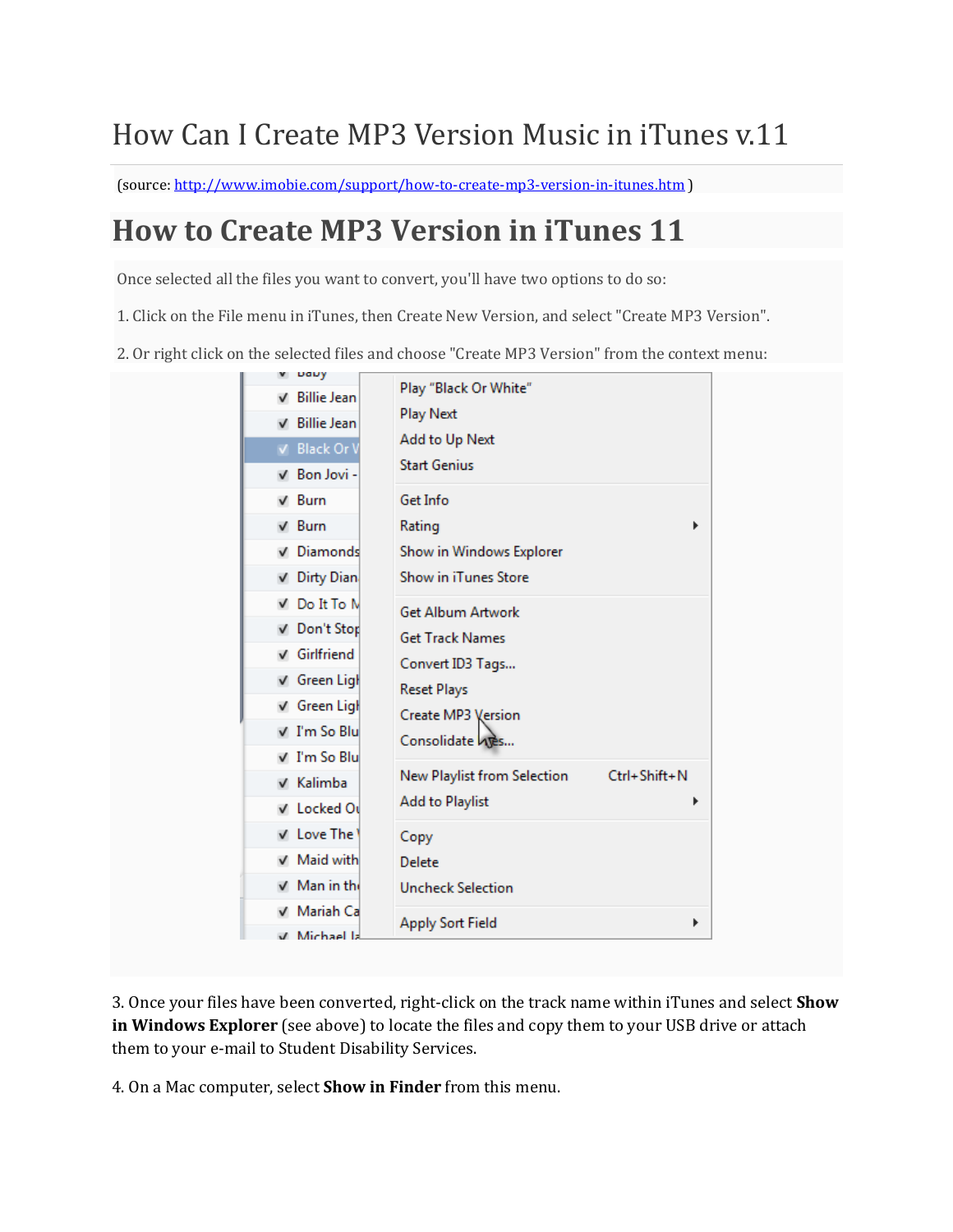# How Can I Create MP3 Version Music in iTunes v.11

(source: http://www.imobie.com/support/how-to-create-mp3-version-in-itunes.htm )

## How to Create MP3 Version in iTunes 11

Once selected all the files you want to convert, you'll have two options to do so:

1. Click on the File menu in iTunes, then Create New Version, and select "Create MP3 Version".

2. Or right click on the selected files and choose "Create MP3 Version" from the context menu:

3. Once your files have been converted, right-click on the track name within iTunes and select **Show in Windows Explorer** (see above) to locate the files and copy them to your USB drive or attach them to your e-mail to Student Disability Services.

4. On a Mac computer, select **Show in Finder** from this menu.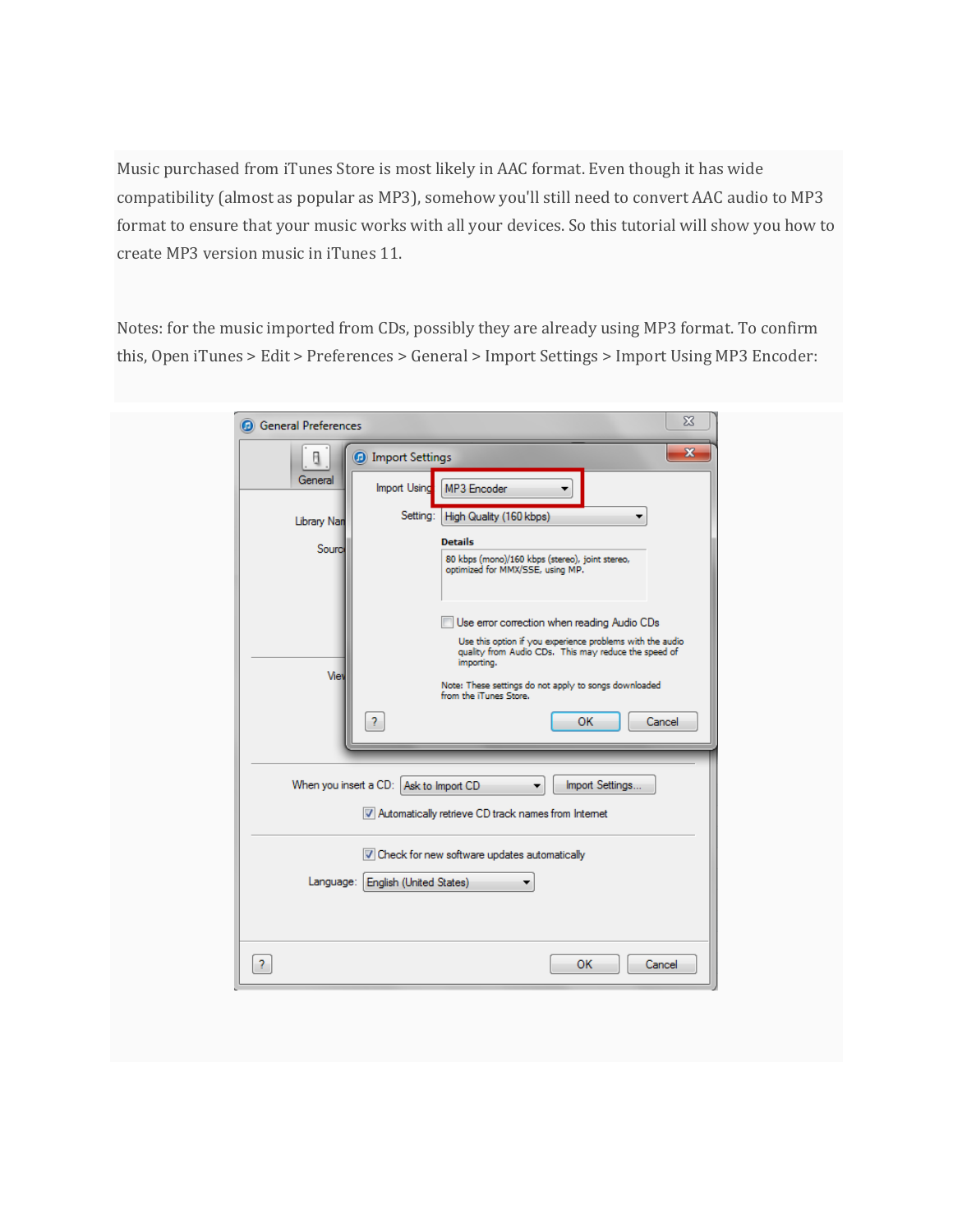Music purchased from iTunes Store is most likely in AAC format. Even though it has wide compatibility (almost as popular as MP3), somehow you'll still need to convert AAC audio to MP3 format to ensure that your music works with all your devices. So this tutorial will show you how to create MP3 version music in iTunes 11.

Notes: for the music imported from CDs, possibly they are already using MP3 format. To confirm this, Open iTunes > Edit > Preferences > General > Import Settings > Import Using MP3 Encoder: